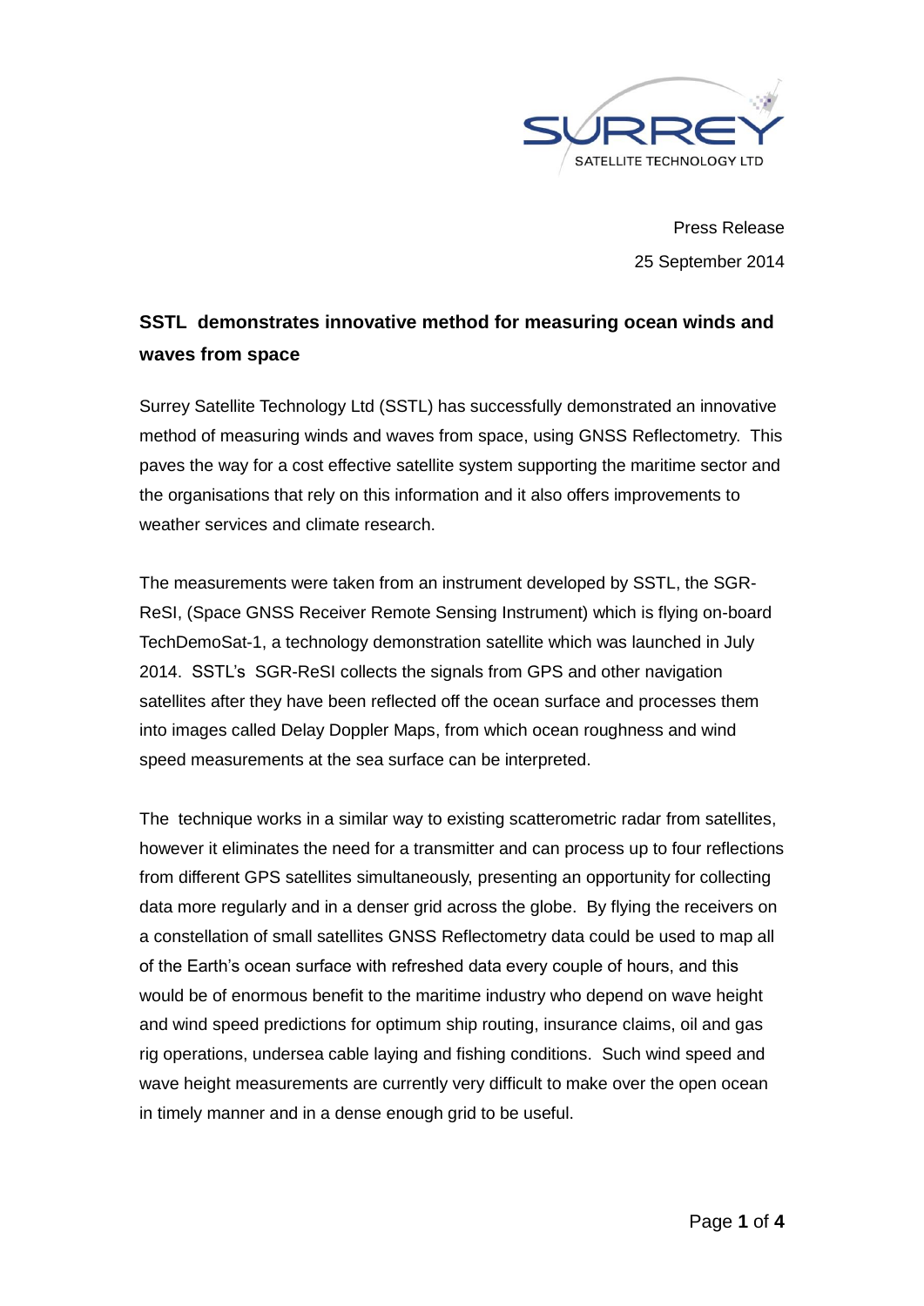Press Release

25 September 2014

## SSTL demonstrates innovative method for measuring ocean winds and waves from space

Surrey Satellite Technology Ltd (SSTL) has successfully demonstrated an innovative method of measuring winds and waves from space, using GNSS Reflectometry. This paves the way for a cost effective satellite system supporting the maritime sector and the organisations that rely on this information and it also offers improvements to weather services and climate research.

The measurements were taken from an instrument developed by SSTL, the SGR-ReSI, (Space GNSS Receiver Remote Sensing Instrument) which is flying on-board TechDemoSat-1, a technology demonstration satellite which was launched in July 2014. SSTL's SGR-ReSI collects the signals from GPS and other navigation satellites after they have been reflected off the ocean surface and processes them into images called Delay Doppler Maps, from which ocean roughness and wind speed measurements at the sea surface can be interpreted.

The technique works in a similar way to existing scatterometric radar from satellites, however it eliminates the need for a transmitter and can process up to four reflections from different GPS satellites simultaneously, presenting an opportunity for collecting data more regularly and in a denser grid across the globe. By flying the receivers on a constellation of small satellites GNSS Reflectometry data could be used to map all of the Earth's ocean surface with refreshed data every couple of hours, and this would be of enormous benefit to the maritime industry who depend on wave height and wind speed predictions for optimum ship routing, insurance claims, oil and gas rig operations, undersea cable laying and fishing conditions. Such wind speed and wave height measurements are currently very difficult to make over the open ocean in timely manner and in a dense enough grid to be useful.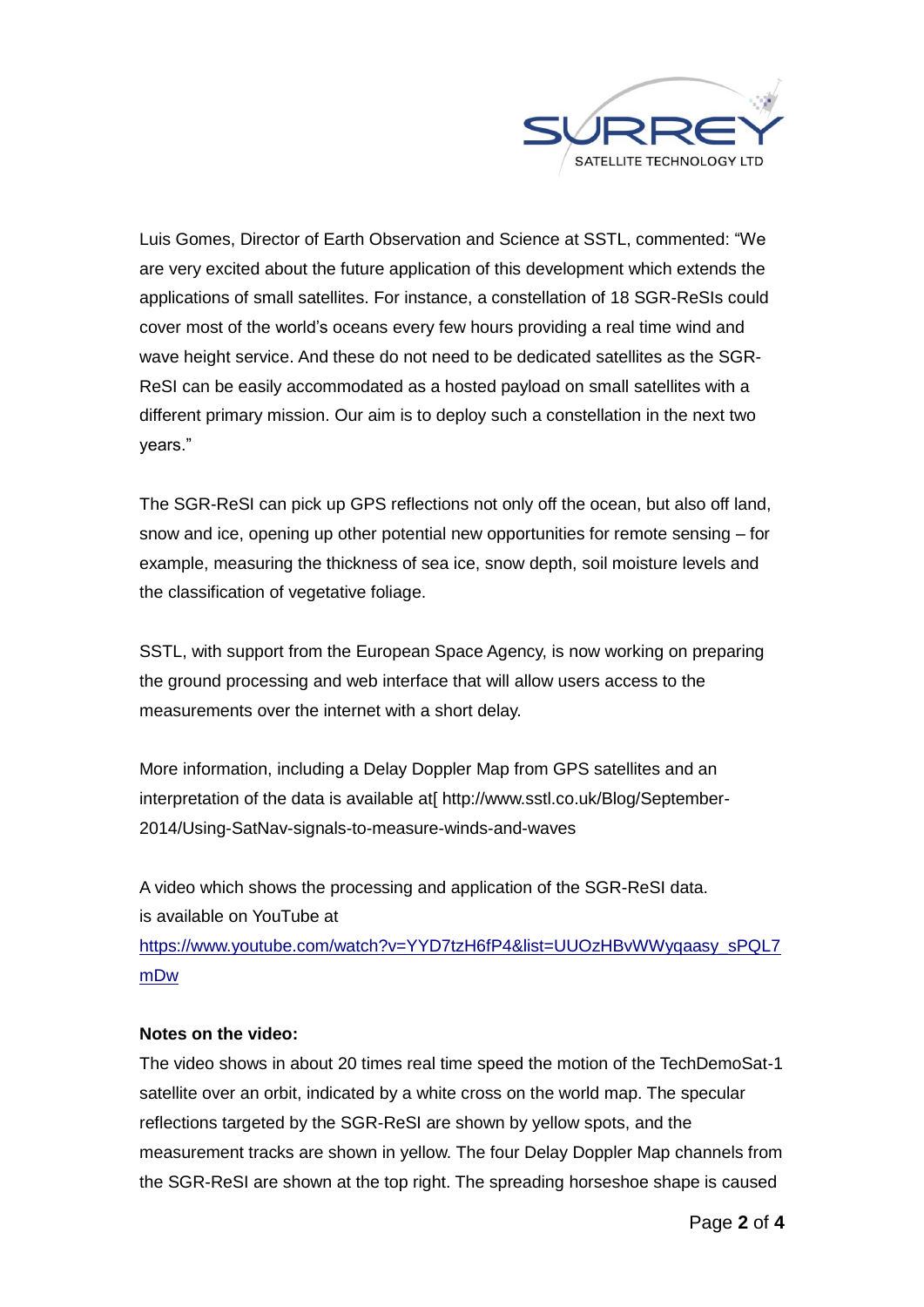Luis Gomes, Director of Earth Observation and Science at SSTL, commented: "We are very excited about the future application of this development which extends the applications of small satellites. For instance, a constellation of 18 SGR-ReSIs could cover most of the world's oceans every few hours providing a real time wind and wave height service. And these do not need to be dedicated satellites as the SGR-ReSI can be easily accommodated as a hosted payload on small satellites with a different primary mission. Our aim is to deploy such a constellation in the next two years."

The SGR-ReSI can pick up GPS reflections not only off the ocean, but also off land, snow and ice, opening up other potential new opportunities for remote sensing – for example, measuring the thickness of sea ice, snow depth, soil moisture levels and the classification of vegetative foliage.

SSTL, with support from the European Space Agency, is now working on preparing the ground processing and web interface that will allow users access to the measurements over the internet with a short delay.

More information, including a Delay Doppler Map from GPS satellites and an interpretation of the data is available at[ http://www.sstl.co.uk/Blog/September-2014/Using-SatNav-signals-to-measure-winds-and-waves

A video which shows the processing and application of the SGR-ReSI data. is available on YouTube at https://www.youtube.com/watch?v=YYD7tzH6fP4&list=UUOzHBvWWyqaasy_sPQL7mDw

**Notes on the video:**

The video shows in about 20 times real time speed the motion of the TechDemoSat-1 satellite over an orbit, indicated by a white cross on the world map. The specular reflections targeted by the SGR-ReSI are shown by yellow spots, and the measurement tracks are shown in yellow. The four Delay Doppler Map channels from the SGR-ReSI are shown at the top right. The spreading horseshoe shape is caused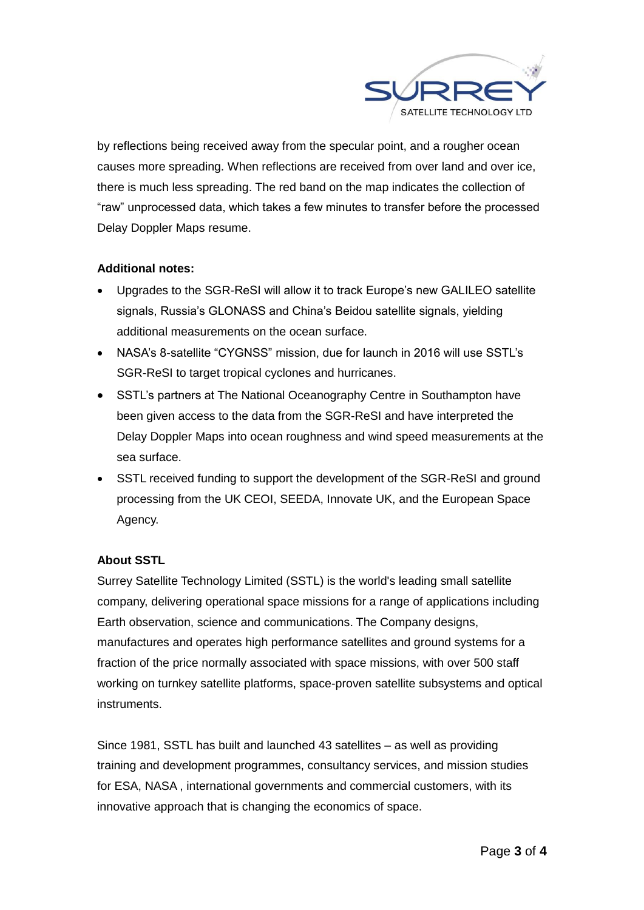by reflections being received away from the specular point, and a rougher ocean causes more spreading. When reflections are received from over land and over ice, there is much less spreading. The red band on the map indicates the collection of "raw" unprocessed data, which takes a few minutes to transfer before the processed Delay Doppler Maps resume.

**Additional notes:**

- Upgrades to the SGR-ReSI will allow it to track Europe's new GALILEO satellite signals, Russia's GLONASS and China's Beidou satellite signals, yielding additional measurements on the ocean surface.
- NASA's 8-satellite "CYGNSS" mission, due for launch in 2016 will use SSTL's SGR-ReSI to target tropical cyclones and hurricanes.
- SSTL's partners at The National Oceanography Centre in Southampton have been given access to the data from the SGR-ReSI and have interpreted the Delay Doppler Maps into ocean roughness and wind speed measurements at the sea surface.
- SSTL received funding to support the development of the SGR-ReSI and ground processing from the UK CEOI, SEEDA, Innovate UK, and the European Space Agency.

**About SSTL**

Surrey Satellite Technology Limited (SSTL) is the world's leading small satellite company, delivering operational space missions for a range of applications including Earth observation, science and communications. The Company designs, manufactures and operates high performance satellites and ground systems for a fraction of the price normally associated with space missions, with over 500 staff working on turnkey satellite platforms, space-proven satellite subsystems and optical instruments.

Since 1981, SSTL has built and launched 43 satellites – as well as providing training and development programmes, consultancy services, and mission studies for ESA, NASA , international governments and commercial customers, with its innovative approach that is changing the economics of space.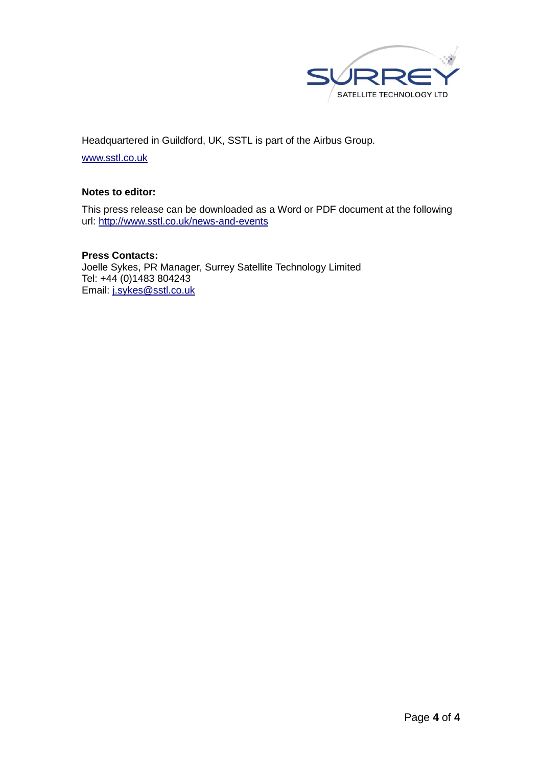Headquartered in Guildford, UK, SSTL is part of the Airbus Group.

www.sstl.co.uk

**Notes to editor:**

This press release can be downloaded as a Word or PDF document at the following url: http://www.sstl.co.uk/news-and-events

**Press Contacts:**
Joelle Sykes, PR Manager, Surrey Satellite Technology Limited
Tel: +44 (0)1483 804243
Email: j.sykes@sstl.co.uk